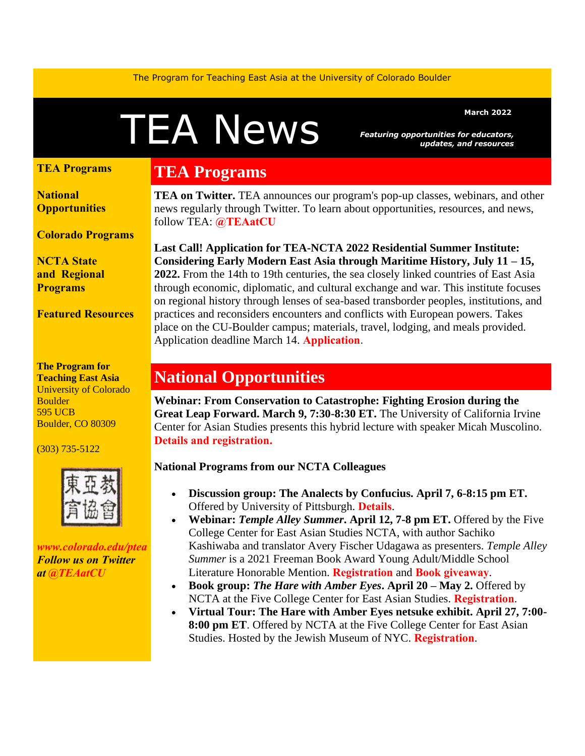The Program for Teaching East Asia at the University of Colorado Boulder

# TEA News

March 2022

*Featuring opportunities for educators, updates, and resources*

**TEA Programs**

**National Opportunities**

**Colorado Programs**

**NCTA State and Regional Programs**

**Featured Resources**

**The Program for Teaching East Asia**
University of Colorado Boulder
595 UCB
Boulder, CO 80309

(303) 735-5122

東亞教育協會

***www.colorado.edu/ptea***
***Follow us on Twitter at @TEAatCU***

## TEA Programs

**TEA on Twitter.** TEA announces our program's pop-up classes, webinars, and other news regularly through Twitter. To learn about opportunities, resources, and news, follow TEA: **@TEAatCU**

**Last Call! Application for TEA-NCTA 2022 Residential Summer Institute: Considering Early Modern East Asia through Maritime History, July 11 – 15, 2022.** From the 14th to 19th centuries, the sea closely linked countries of East Asia through economic, diplomatic, and cultural exchange and war. This institute focuses on regional history through lenses of sea-based transborder peoples, institutions, and practices and reconsiders encounters and conflicts with European powers. Takes place on the CU-Boulder campus; materials, travel, lodging, and meals provided. Application deadline March 14. **Application**.

## National Opportunities

**Webinar: From Conservation to Catastrophe: Fighting Erosion during the Great Leap Forward. March 9, 7:30-8:30 ET.** The University of California Irvine Center for Asian Studies presents this hybrid lecture with speaker Micah Muscolino. **Details and registration.**

**National Programs from our NCTA Colleagues**

- **Discussion group: The Analects by Confucius. April 7, 6-8:15 pm ET.** Offered by University of Pittsburgh. **Details**.
- **Webinar: *Temple Alley Summer*. April 12, 7-8 pm ET.** Offered by the Five College Center for East Asian Studies NCTA, with author Sachiko Kashiwaba and translator Avery Fischer Udagawa as presenters. *Temple Alley Summer* is a 2021 Freeman Book Award Young Adult/Middle School Literature Honorable Mention. **Registration** and **Book giveaway**.
- **Book group: *The Hare with Amber Eyes*. April 20 – May 2.** Offered by NCTA at the Five College Center for East Asian Studies. **Registration**.
- **Virtual Tour: The Hare with Amber Eyes netsuke exhibit. April 27, 7:00-8:00 pm ET**. Offered by NCTA at the Five College Center for East Asian Studies. Hosted by the Jewish Museum of NYC. **Registration**.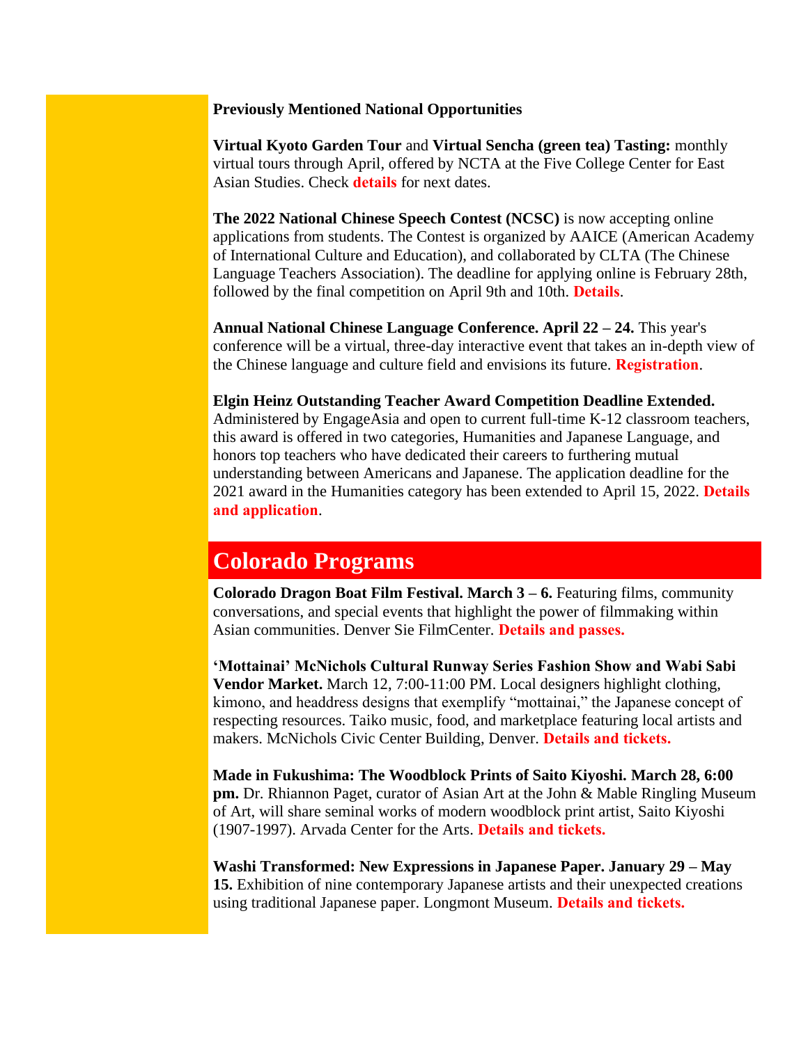**Previously Mentioned National Opportunities**

**Virtual Kyoto Garden Tour** and **Virtual Sencha (green tea) Tasting:** monthly virtual tours through April, offered by NCTA at the Five College Center for East Asian Studies. Check **details** for next dates.

**The 2022 National Chinese Speech Contest (NCSC)** is now accepting online applications from students. The Contest is organized by AAICE (American Academy of International Culture and Education), and collaborated by CLTA (The Chinese Language Teachers Association). The deadline for applying online is February 28th, followed by the final competition on April 9th and 10th. **Details**.

**Annual National Chinese Language Conference. April 22 – 24.** This year's conference will be a virtual, three-day interactive event that takes an in-depth view of the Chinese language and culture field and envisions its future. **Registration**.

**Elgin Heinz Outstanding Teacher Award Competition Deadline Extended.** Administered by EngageAsia and open to current full-time K-12 classroom teachers, this award is offered in two categories, Humanities and Japanese Language, and honors top teachers who have dedicated their careers to furthering mutual understanding between Americans and Japanese. The application deadline for the 2021 award in the Humanities category has been extended to April 15, 2022. **Details and application**.

## Colorado Programs

**Colorado Dragon Boat Film Festival. March 3 – 6.** Featuring films, community conversations, and special events that highlight the power of filmmaking within Asian communities. Denver Sie FilmCenter. **Details and passes.**

**'Mottainai' McNichols Cultural Runway Series Fashion Show and Wabi Sabi Vendor Market.** March 12, 7:00-11:00 PM. Local designers highlight clothing, kimono, and headdress designs that exemplify "mottainai," the Japanese concept of respecting resources. Taiko music, food, and marketplace featuring local artists and makers. McNichols Civic Center Building, Denver. **Details and tickets.**

**Made in Fukushima: The Woodblock Prints of Saito Kiyoshi. March 28, 6:00 pm.** Dr. Rhiannon Paget, curator of Asian Art at the John & Mable Ringling Museum of Art, will share seminal works of modern woodblock print artist, Saito Kiyoshi (1907-1997). Arvada Center for the Arts. **Details and tickets.**

**Washi Transformed: New Expressions in Japanese Paper. January 29 – May 15.** Exhibition of nine contemporary Japanese artists and their unexpected creations using traditional Japanese paper. Longmont Museum. **Details and tickets.**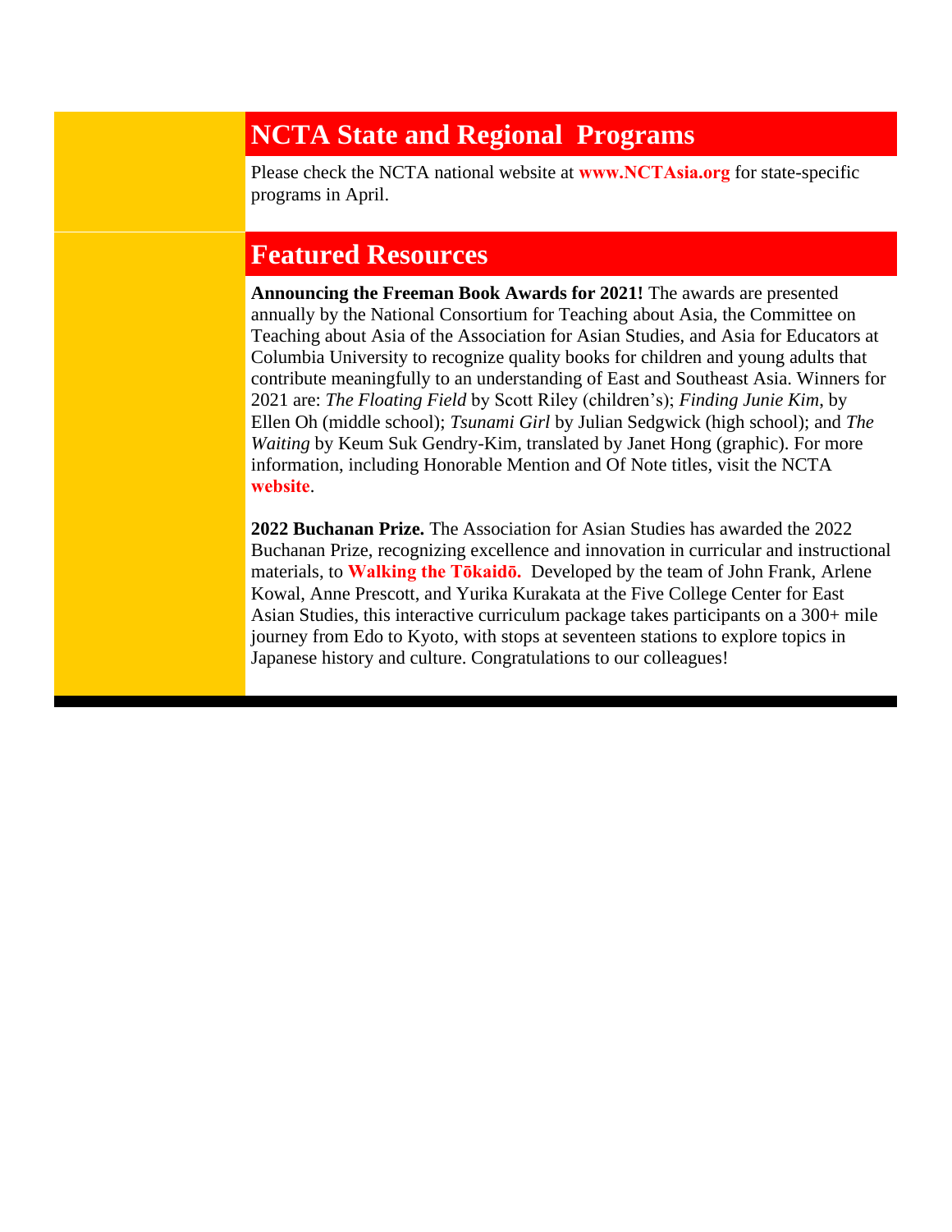## NCTA State and Regional Programs

Please check the NCTA national website at **www.NCTAsia.org** for state-specific programs in April.

## Featured Resources

**Announcing the Freeman Book Awards for 2021!** The awards are presented annually by the National Consortium for Teaching about Asia, the Committee on Teaching about Asia of the Association for Asian Studies, and Asia for Educators at Columbia University to recognize quality books for children and young adults that contribute meaningfully to an understanding of East and Southeast Asia. Winners for 2021 are: *The Floating Field* by Scott Riley (children's); *Finding Junie Kim*, by Ellen Oh (middle school); *Tsunami Girl* by Julian Sedgwick (high school); and *The Waiting* by Keum Suk Gendry-Kim, translated by Janet Hong (graphic). For more information, including Honorable Mention and Of Note titles, visit the NCTA **website**.

**2022 Buchanan Prize.** The Association for Asian Studies has awarded the 2022 Buchanan Prize, recognizing excellence and innovation in curricular and instructional materials, to **Walking the Tōkaidō.** Developed by the team of John Frank, Arlene Kowal, Anne Prescott, and Yurika Kurakata at the Five College Center for East Asian Studies, this interactive curriculum package takes participants on a 300+ mile journey from Edo to Kyoto, with stops at seventeen stations to explore topics in Japanese history and culture. Congratulations to our colleagues!